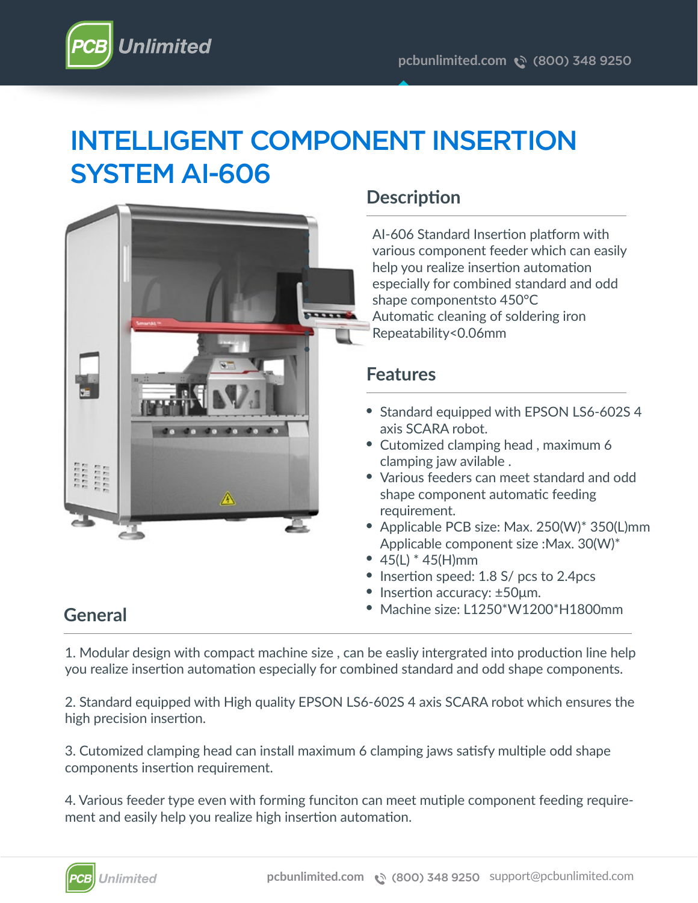# INTELLIGENT COMPONENT INSERTION SYSTEM AI-606

## Description

AI-606 Standard Insertion platform with various component feeder which can easily help you realize insertion automation especially for combined standard and odd shape componentsto 450°C
Automatic cleaning of soldering iron
Repeatability<0.06mm

## Features

- Standard equipped with EPSON LS6-602S 4 axis SCARA robot.
- Cutomized clamping head , maximum 6 clamping jaw avilable .
- Various feeders can meet standard and odd shape component automatic feeding requirement.
- Applicable PCB size: Max. 250(W)* 350(L)mm Applicable component size :Max. 30(W)*
- 45(L) * 45(H)mm
- Insertion speed: 1.8 S/ pcs to 2.4pcs
- Insertion accuracy: ±50µm.
- Machine size: L1250*W1200*H1800mm

## General

1. Modular design with compact machine size , can be easliy intergrated into production line help you realize insertion automation especially for combined standard and odd shape components.

2. Standard equipped with High quality EPSON LS6-602S 4 axis SCARA robot which ensures the high precision insertion.

3. Cutomized clamping head can install maximum 6 clamping jaws satisfy multiple odd shape components insertion requirement.

4. Various feeder type even with forming funciton can meet mutiple component feeding requirement and easily help you realize high insertion automation.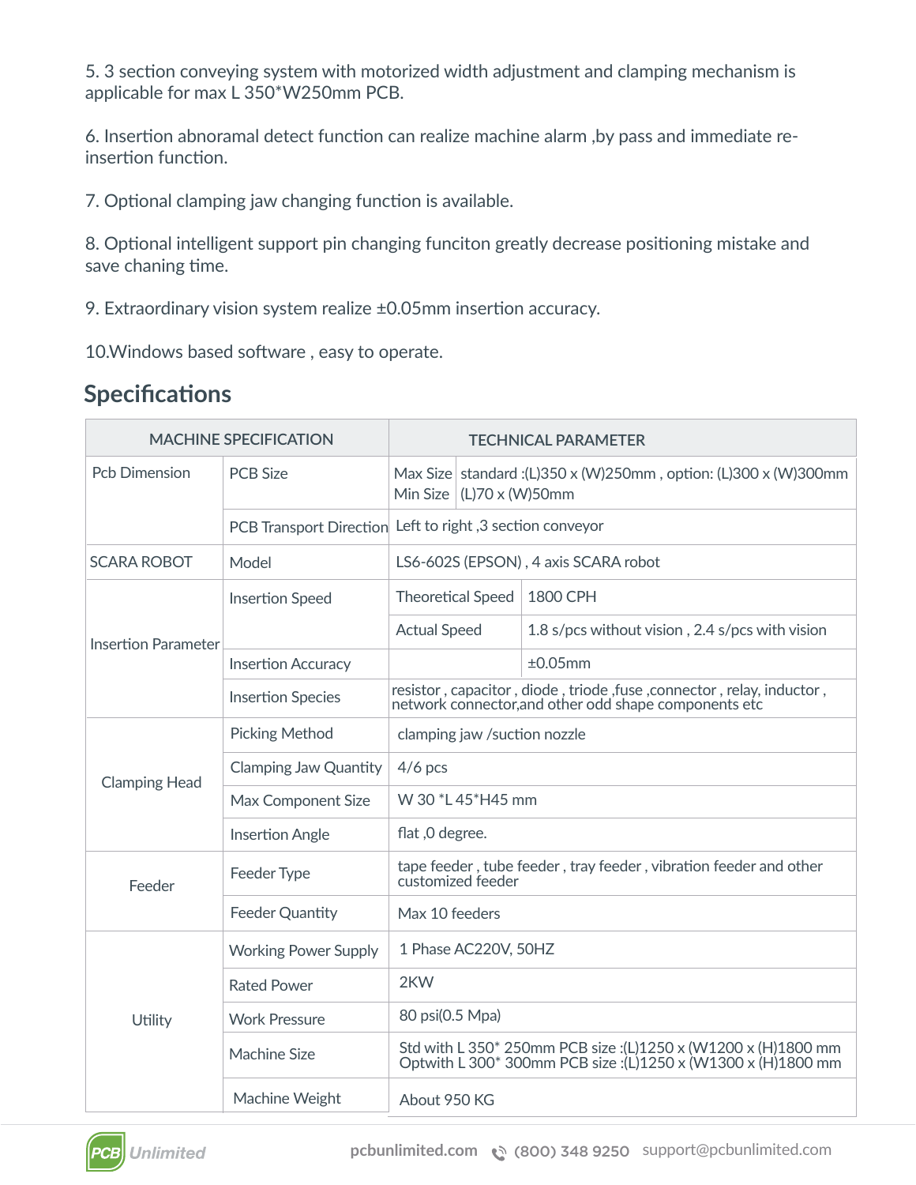5. 3 section conveying system with motorized width adjustment and clamping mechanism is applicable for max L 350*W250mm PCB.

6. Insertion abnoramal detect function can realize machine alarm ,by pass and immediate re-insertion function.

7. Optional clamping jaw changing function is available.

8. Optional intelligent support pin changing funciton greatly decrease positioning mistake and save chaning time.

9. Extraordinary vision system realize ±0.05mm insertion accuracy.

10.Windows based software , easy to operate.

## Specifications

| MACHINE SPECIFICATION | | TECHNICAL PARAMETER | |
|---|---|---|---|
| Pcb Dimension | PCB Size | Max Size<br>Min Size | standard :(L)350 x (W)250mm , option: (L)300 x (W)300mm<br>(L)70 x (W)50mm |
| | PCB Transport Direction | Left to right ,3 section conveyor | |
| SCARA ROBOT | Model | LS6-602S (EPSON) , 4 axis SCARA robot | |
| Insertion Parameter | Insertion Speed | Theoretical Speed | 1800 CPH |
| | | Actual Speed | 1.8 s/pcs without vision , 2.4 s/pcs with vision |
| | Insertion Accuracy | | ±0.05mm |
| | Insertion Species | resistor , capacitor , diode , triode ,fuse ,connector , relay, inductor , network connector,and other odd shape components etc | |
| Clamping Head | Picking Method | clamping jaw /suction nozzle | |
| | Clamping Jaw Quantity | 4/6 pcs | |
| | Max Component Size | W 30 *L 45*H45 mm | |
| | Insertion Angle | flat ,0 degree. | |
| Feeder | Feeder Type | tape feeder , tube feeder , tray feeder , vibration feeder and other customized feeder | |
| | Feeder Quantity | Max 10 feeders | |
| Utility | Working Power Supply | 1 Phase AC220V, 50HZ | |
| | Rated Power | 2KW | |
| | Work Pressure | 80 psi(0.5 Mpa) | |
| | Machine Size | Std with L 350* 250mm PCB size :(L)1250 x (W1200 x (H)1800 mm<br>Optwith L 300* 300mm PCB size :(L)1250 x (W1300 x (H)1800 mm | |
| | Machine Weight | About 950 KG | |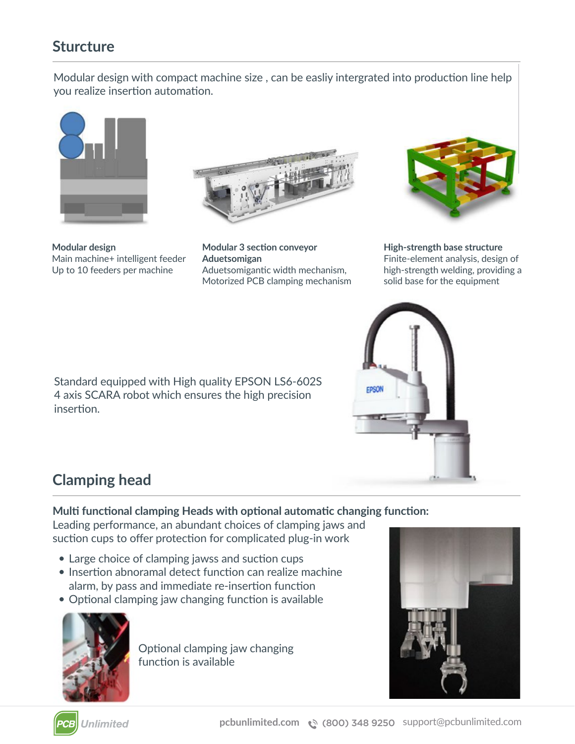## Sturcture

Modular design with compact machine size , can be easliy intergrated into production line help you realize insertion automation.

**Modular design**
Main machine+ intelligent feeder
Up to 10 feeders per machine

**Modular 3 section conveyor Aduetsomigan**
Aduetsomigantic width mechanism,
Motorized PCB clamping mechanism

**High-strength base structure**
Finite-element analysis, design of high-strength welding, providing a solid base for the equipment

Standard equipped with High quality EPSON LS6-602S 4 axis SCARA robot which ensures the high precision insertion.

## Clamping head

**Multi functional clamping Heads with optional automatic changing function:**
Leading performance, an abundant choices of clamping jaws and suction cups to offer protection for complicated plug-in work

- Large choice of clamping jawss and suction cups
- Insertion abnoramal detect function can realize machine alarm, by pass and immediate re-insertion function
- Optional clamping jaw changing function is available

Optional clamping jaw changing function is available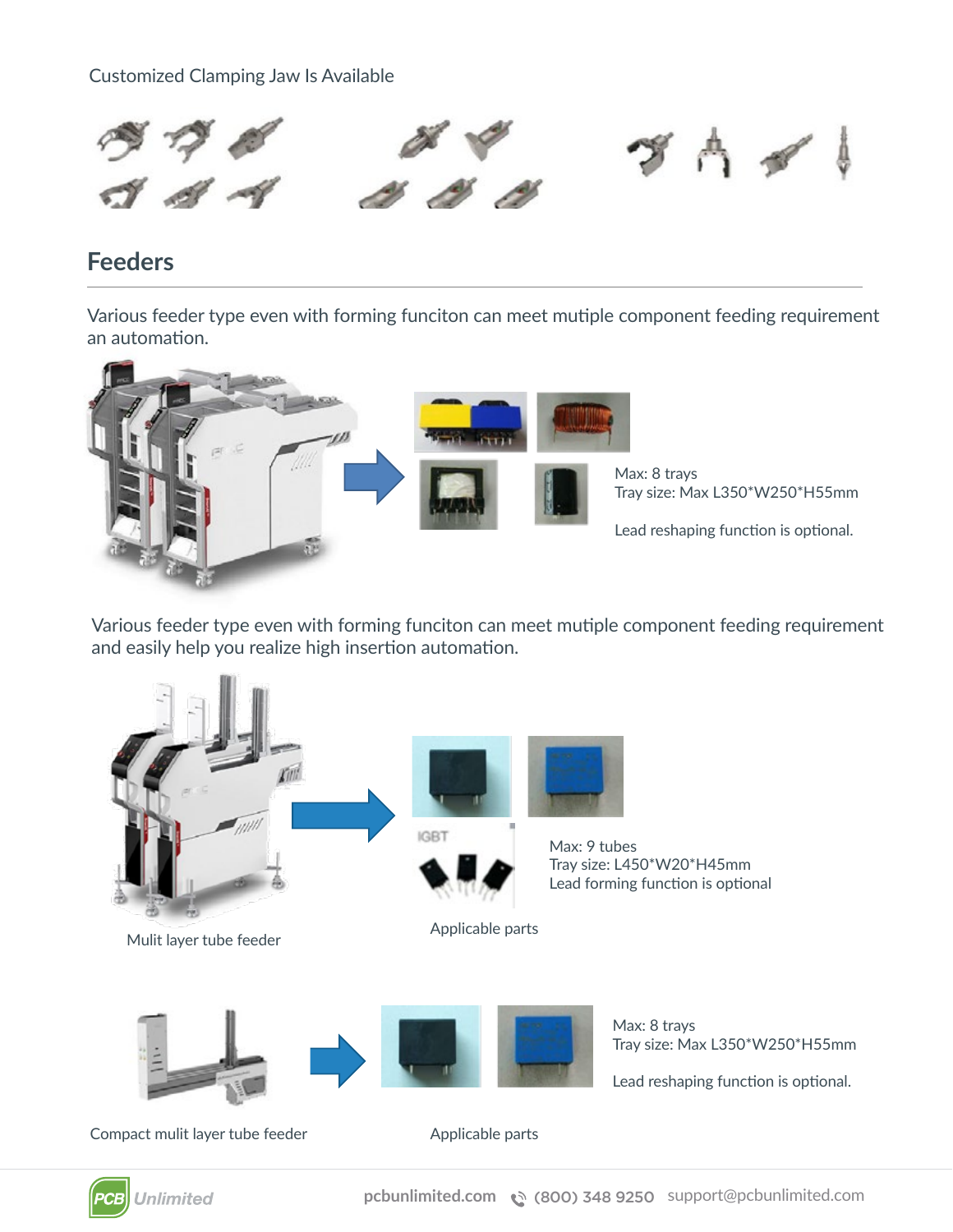Customized Clamping Jaw Is Available

## Feeders

Various feeder type even with forming funciton can meet mutiple component feeding requirement an automation.

Max: 8 trays
Tray size: Max L350*W250*H55mm

Lead reshaping function is optional.

Various feeder type even with forming funciton can meet mutiple component feeding requirement and easily help you realize high insertion automation.

IGBT

Max: 9 tubes
Tray size: L450*W20*H45mm
Lead forming function is optional

Mulit layer tube feeder

Applicable parts

Max: 8 trays
Tray size: Max L350*W250*H55mm

Lead reshaping function is optional.

Compact mulit layer tube feeder

Applicable parts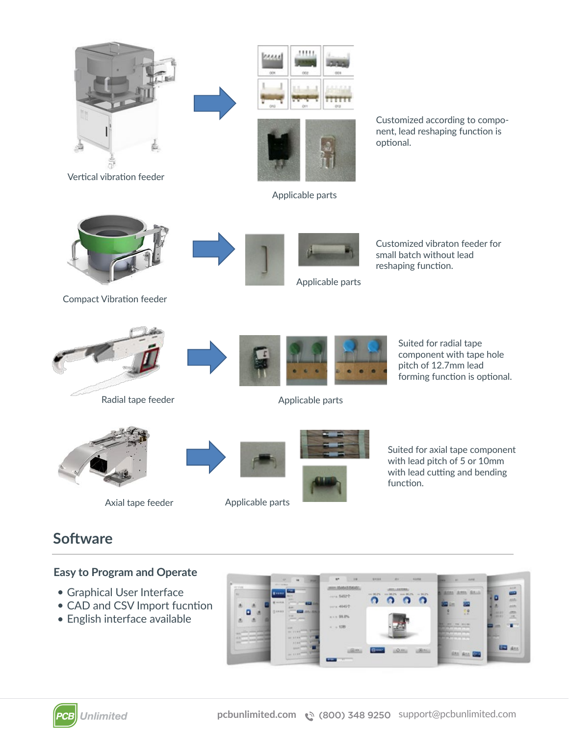Vertical vibration feeder

Applicable parts

Customized according to component, lead reshaping function is optional.

Compact Vibration feeder

Applicable parts

Customized vibraton feeder for small batch without lead reshaping function.

Radial tape feeder

Applicable parts

Suited for radial tape component with tape hole pitch of 12.7mm lead forming function is optional.

Axial tape feeder

Applicable parts

Suited for axial tape component with lead pitch of 5 or 10mm with lead cutting and bending function.

## Software

### Easy to Program and Operate

- Graphical User Interface
- CAD and CSV Import fucntion
- English interface available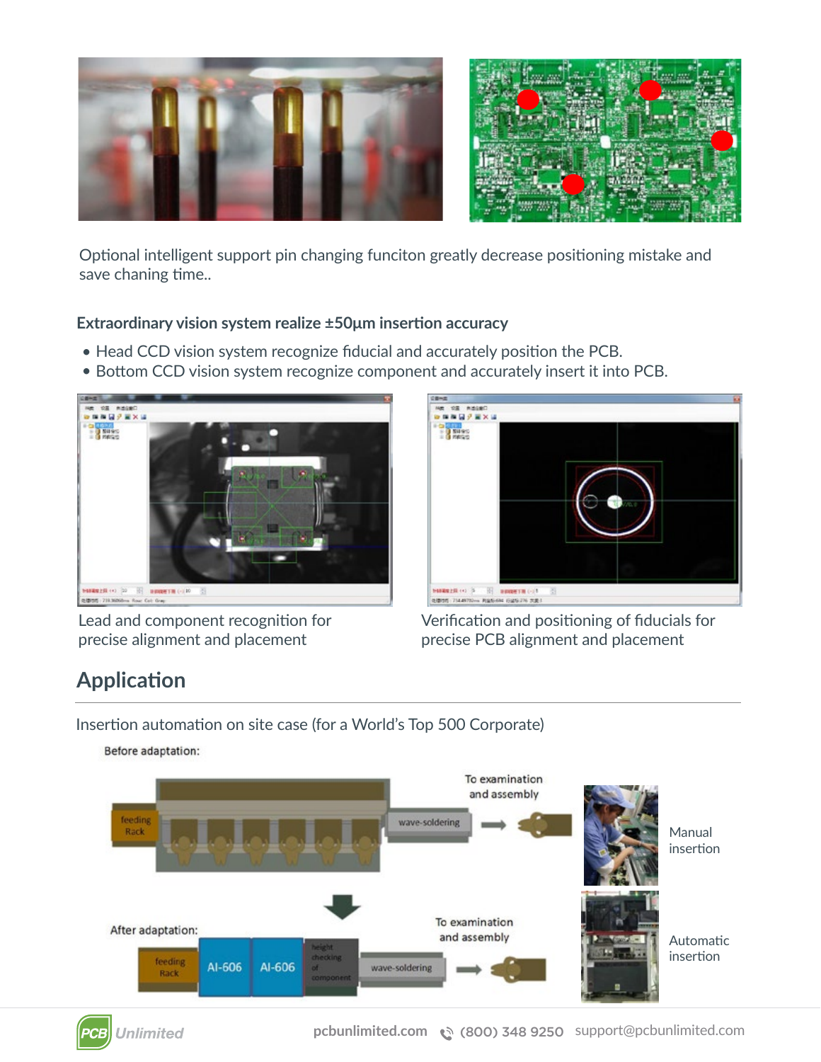Optional intelligent support pin changing funciton greatly decrease positioning mistake and save chaning time..

### Extraordinary vision system realize ±50µm insertion accuracy

- Head CCD vision system recognize fiducial and accurately position the PCB.
- Bottom CCD vision system recognize component and accurately insert it into PCB.

Lead and component recognition for precise alignment and placement

Verification and positioning of fiducials for precise PCB alignment and placement

## Application

Insertion automation on site case (for a World's Top 500 Corporate)

Before adaptation:

feeding Rack

wave-soldering

To examination and assembly

Manual insertion

After adaptation:

feeding Rack

AI-606

AI-606

height checking of component

wave-soldering

To examination and assembly

Automatic insertion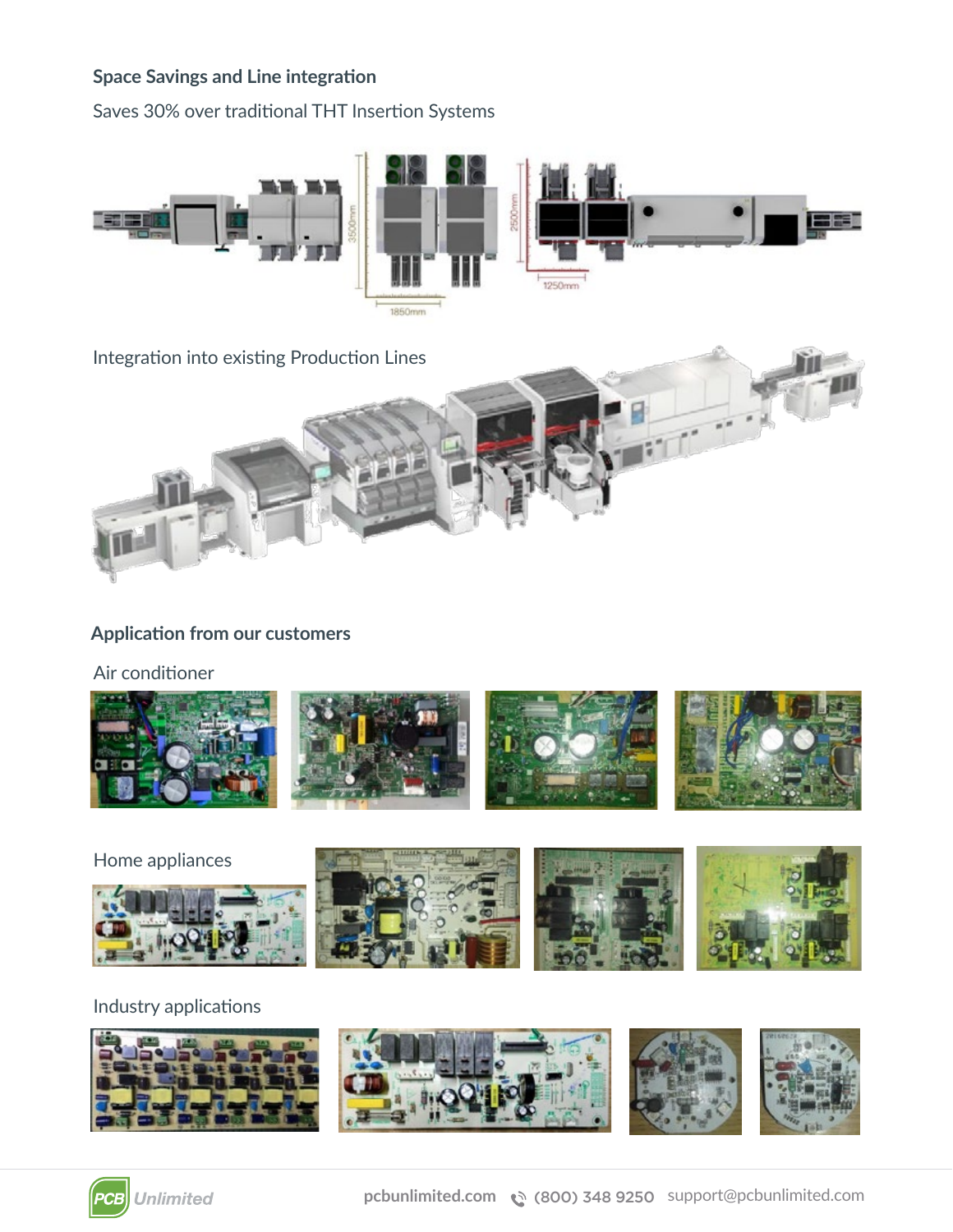## Space Savings and Line integration

Saves 30% over traditional THT Insertion Systems

Integration into existing Production Lines

## Application from our customers

Air conditioner

Home appliances

Industry applications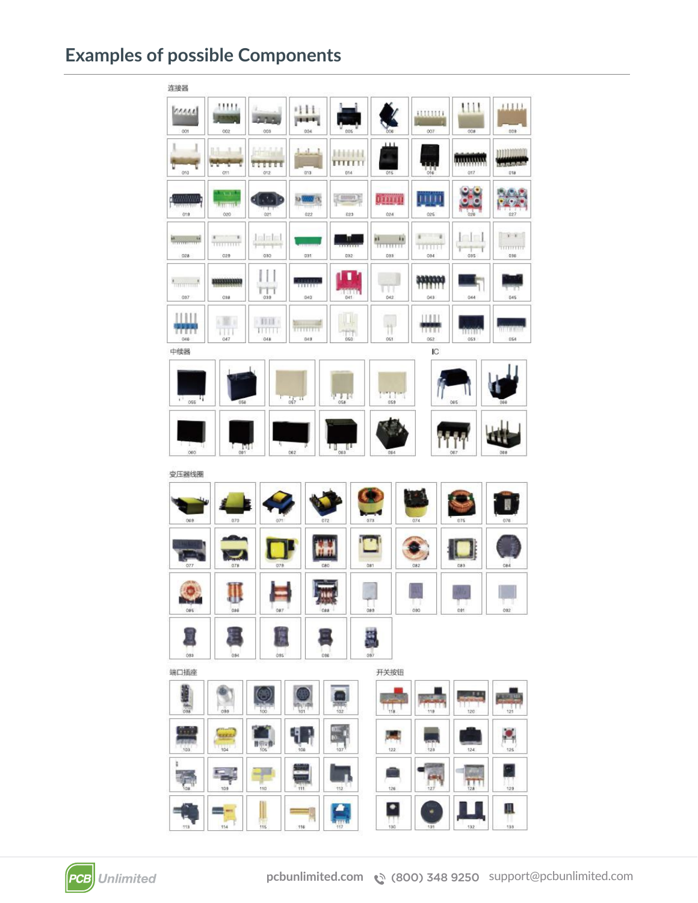## Examples of possible Components

连接器

001 002 003 004 005 006 007 008 009

010 011 012 013 014 015 016 017 018

019 020 021 022 023 024 025 026 027

028 029 030 031 032 033 034 035 036

037 038 039 040 041 042 043 044 045

046 047 048 049 050 051 052 053 054

中续器

055 056 057 058 059

060 061 062 063 064

IC

065 066

067 068

变压器线圈

069 070 071 072 073 074 075 076

077 078 079 080 081 082 083 084

085 086 087 088 089 090 091 092

093 094 095 096 097

端口插座

098 099 100 101 102

103 104 105 106 107

108 109 110 111 112

113 114 115 116 117

开关按钮

118 119 120 121

122 123 124 125

126 127 128 129

130 131 132 133